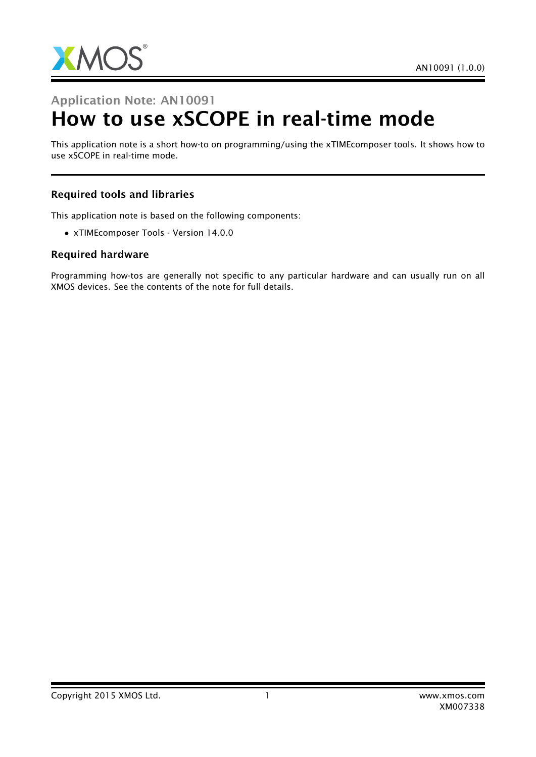## Application Note: AN10091

# How to use xSCOPE in real-time mode

This application note is a short how-to on programming/using the xTIMEcomposer tools. It shows how to use xSCOPE in real-time mode.

### Required tools and libraries

This application note is based on the following components:

- xTIMEcomposer Tools - Version 14.0.0

### Required hardware

Programming how-tos are generally not specific to any particular hardware and can usually run on all XMOS devices. See the contents of the note for full details.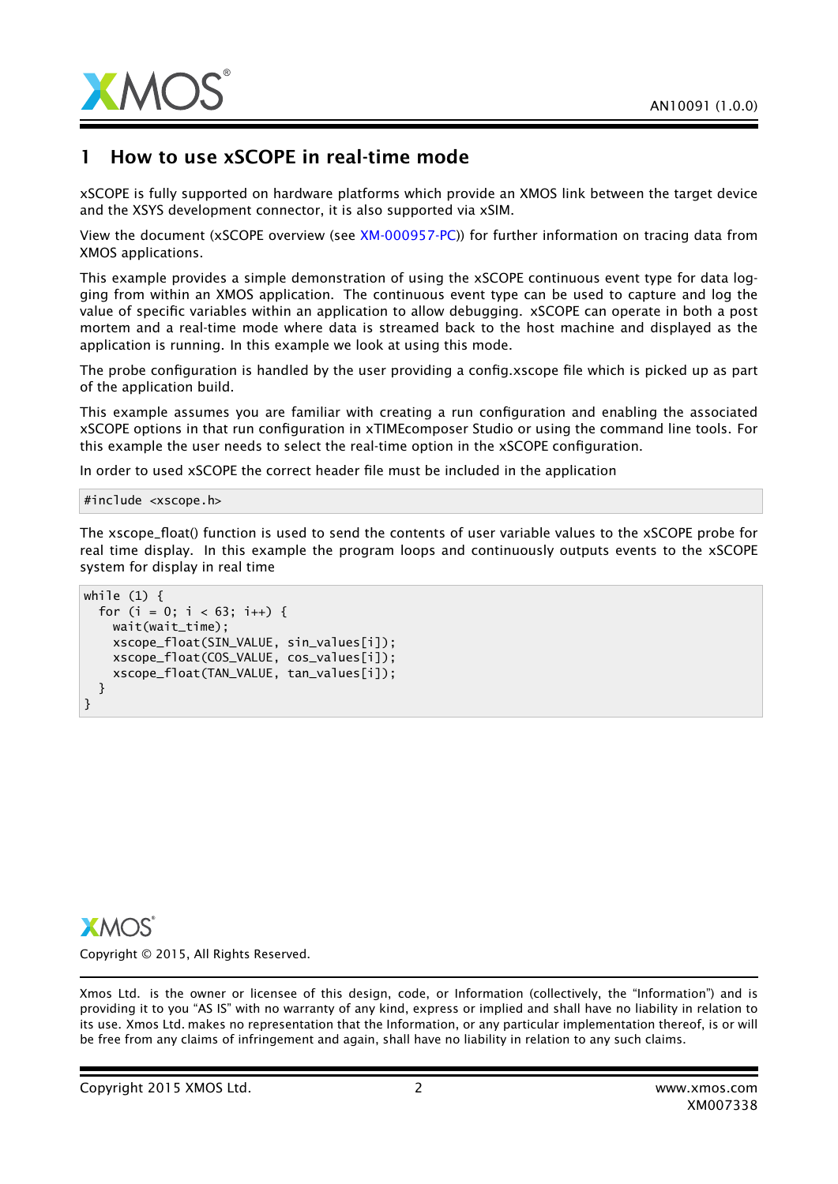# 1 How to use xSCOPE in real-time mode

xSCOPE is fully supported on hardware platforms which provide an XMOS link between the target device and the XSYS development connector, it is also supported via xSIM.

View the document (xSCOPE overview (see XM-000957-PC)) for further information on tracing data from XMOS applications.

This example provides a simple demonstration of using the xSCOPE continuous event type for data logging from within an XMOS application. The continuous event type can be used to capture and log the value of specific variables within an application to allow debugging. xSCOPE can operate in both a post mortem and a real-time mode where data is streamed back to the host machine and displayed as the application is running. In this example we look at using this mode.

The probe configuration is handled by the user providing a config.xscope file which is picked up as part of the application build.

This example assumes you are familiar with creating a run configuration and enabling the associated xSCOPE options in that run configuration in xTIMEcomposer Studio or using the command line tools. For this example the user needs to select the real-time option in the xSCOPE configuration.

In order to used xSCOPE the correct header file must be included in the application

```
#include <xscope.h>
```

The xscope_float() function is used to send the contents of user variable values to the xSCOPE probe for real time display. In this example the program loops and continuously outputs events to the xSCOPE system for display in real time

```
while (1) {
  for (i = 0; i < 63; i++) {
    wait(wait_time);
    xscope_float(SIN_VALUE, sin_values[i]);
    xscope_float(COS_VALUE, cos_values[i]);
    xscope_float(TAN_VALUE, tan_values[i]);
  }
}
```

Copyright © 2015, All Rights Reserved.

Xmos Ltd. is the owner or licensee of this design, code, or Information (collectively, the "Information") and is providing it to you "AS IS" with no warranty of any kind, express or implied and shall have no liability in relation to its use. Xmos Ltd. makes no representation that the Information, or any particular implementation thereof, is or will be free from any claims of infringement and again, shall have no liability in relation to any such claims.